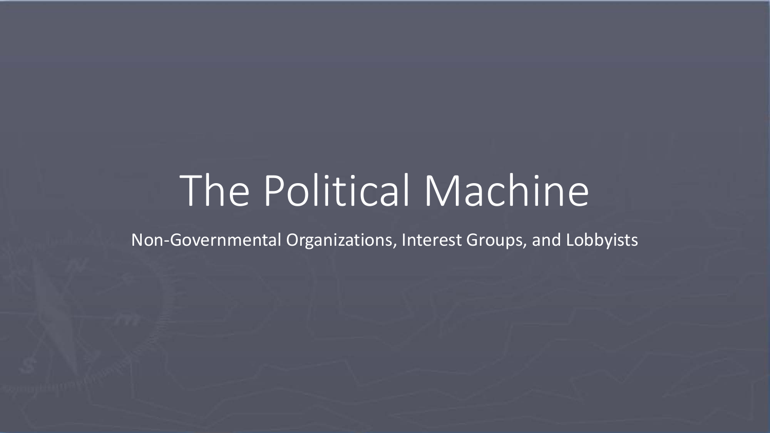# The Political Machine

Non-Governmental Organizations, Interest Groups, and Lobbyists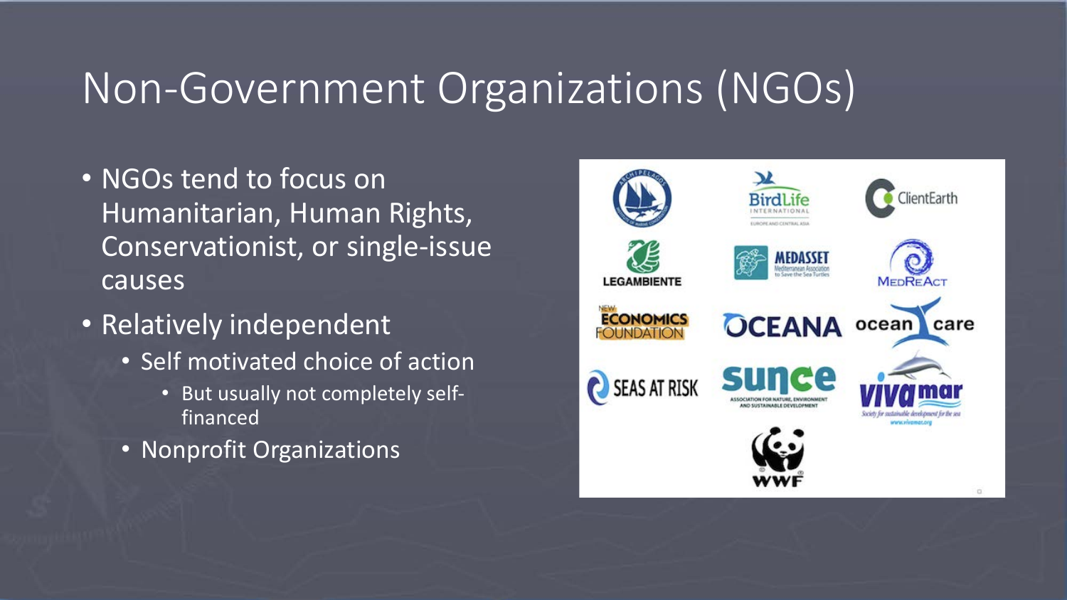# Non-Government Organizations (NGOs)

- NGOs tend to focus on Humanitarian, Human Rights, Conservationist, or single-issue causes
- Relatively independent
  - Self motivated choice of action
    - But usually not completely self-financed
  - Nonprofit Organizations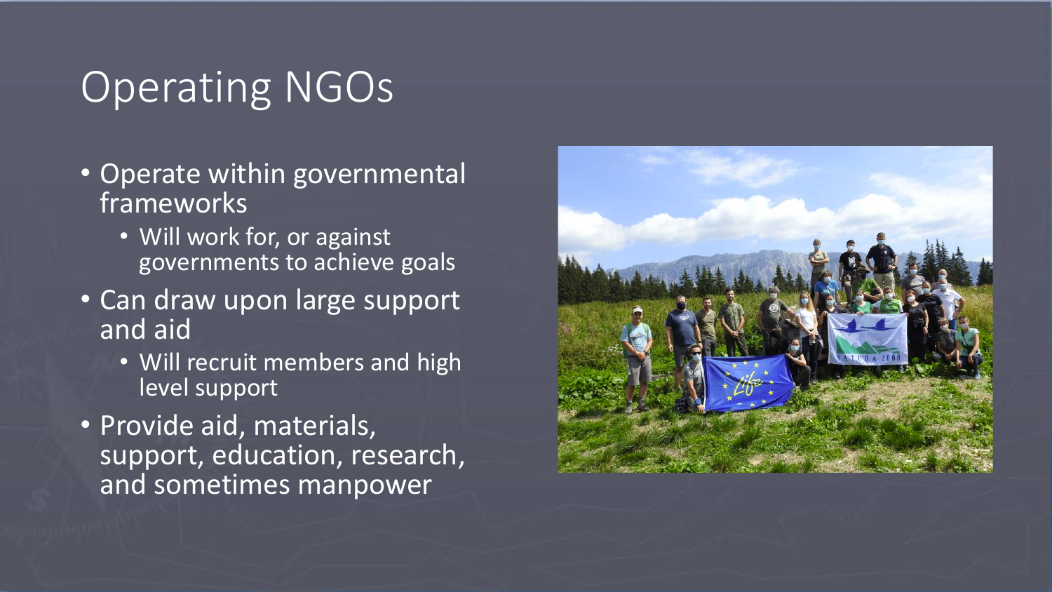# Operating NGOs

- Operate within governmental frameworks
  - Will work for, or against governments to achieve goals
- Can draw upon large support and aid
  - Will recruit members and high level support
- Provide aid, materials, support, education, research, and sometimes manpower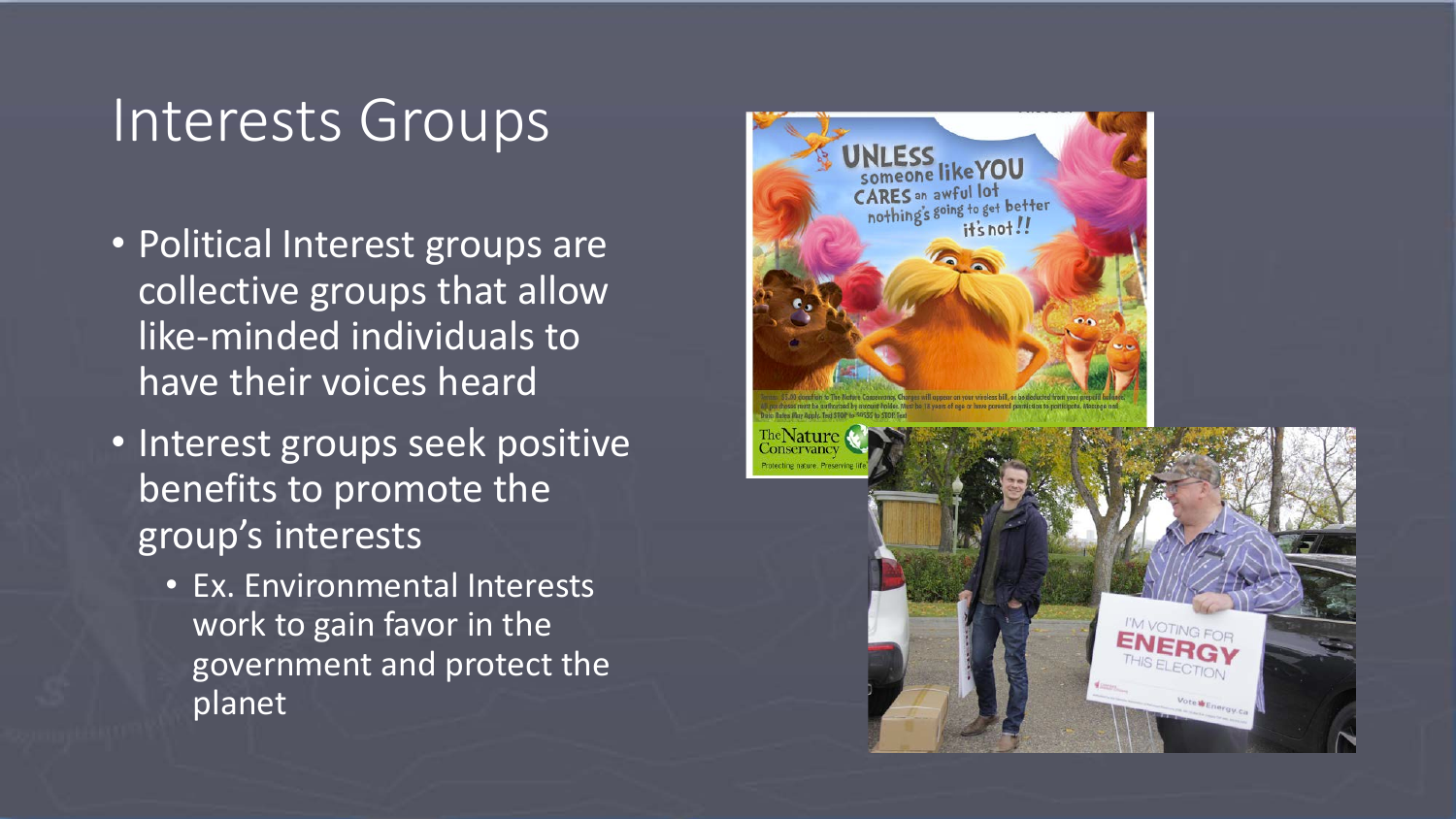# Interests Groups

- Political Interest groups are collective groups that allow like-minded individuals to have their voices heard
- Interest groups seek positive benefits to promote the group's interests
  - Ex. Environmental Interests work to gain favor in the government and protect the planet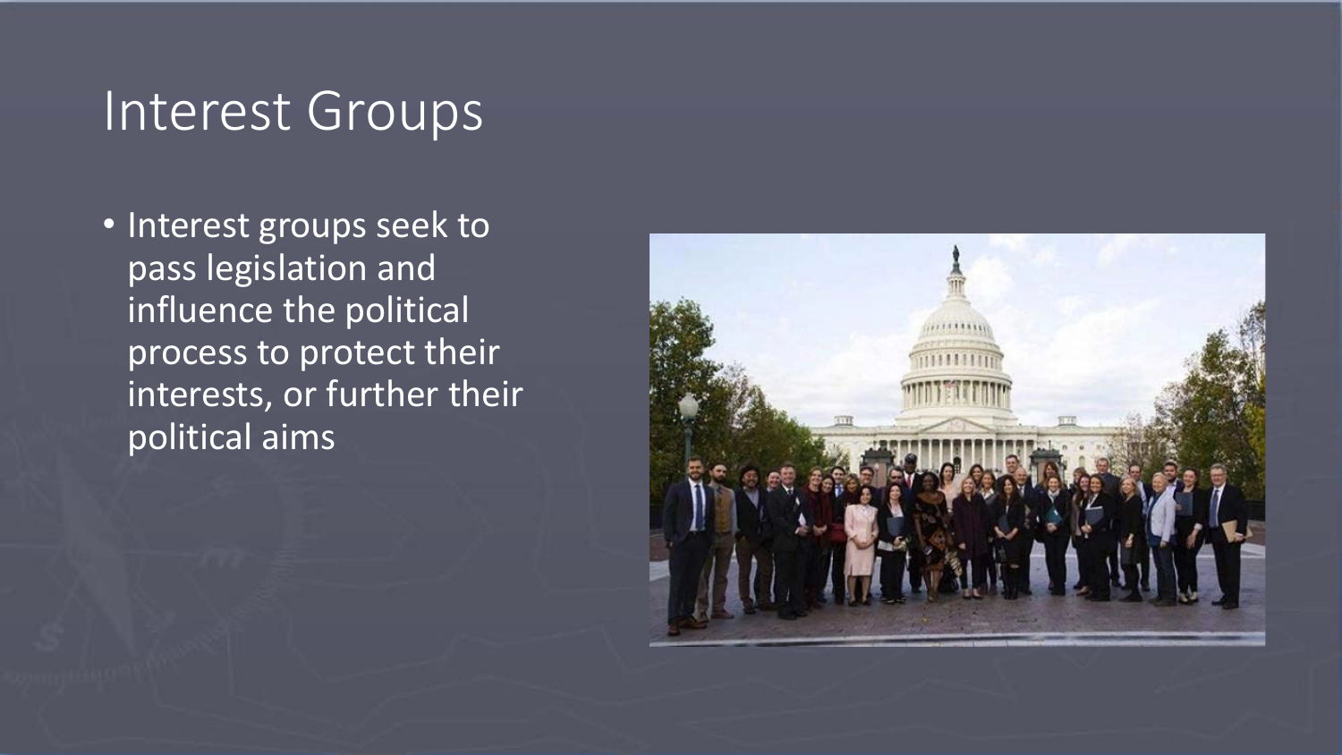# Interest Groups

- Interest groups seek to pass legislation and influence the political process to protect their interests, or further their political aims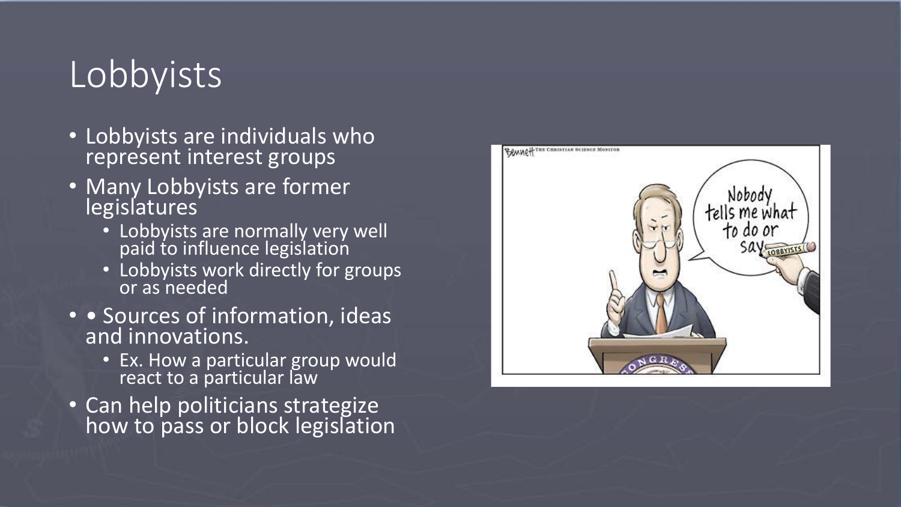# Lobbyists

- Lobbyists are individuals who represent interest groups
- Many Lobbyists are former legislatures
  - Lobbyists are normally very well paid to influence legislation
  - Lobbyists work directly for groups or as needed
- • Sources of information, ideas and innovations.
  - Ex. How a particular group would react to a particular law
- Can help politicians strategize how to pass or block legislation